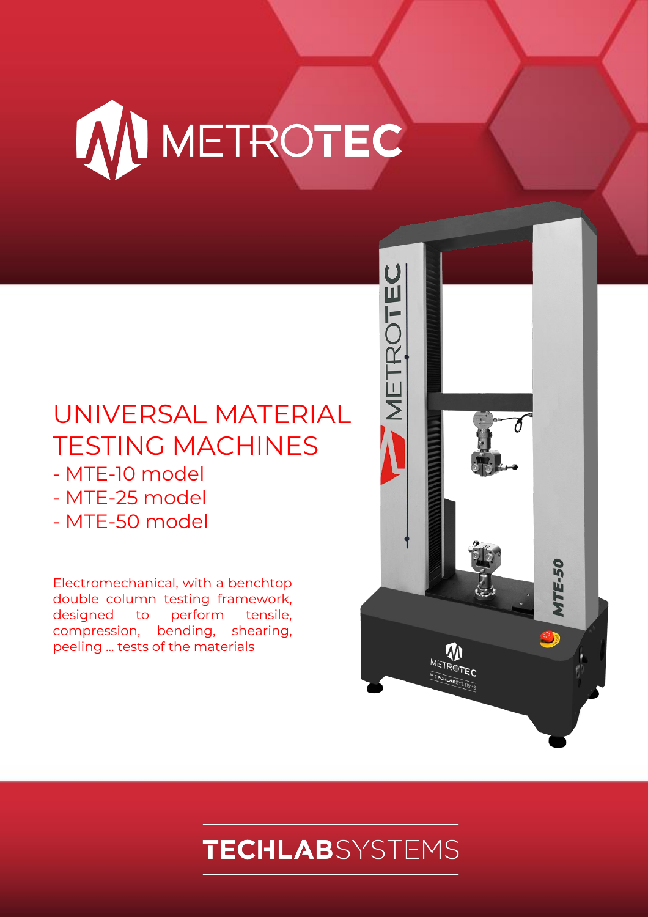# METROTEC

## UNIVERSAL MATERIAL TESTING MACHINES

- MTE-10 model
- MTE-25 model
- MTE-50 model

Electromechanical, with a benchtop double column testing framework, designed to perform tensile, compression, bending, shearing, peeling ... tests of the materials

TECHLABSYSTEMS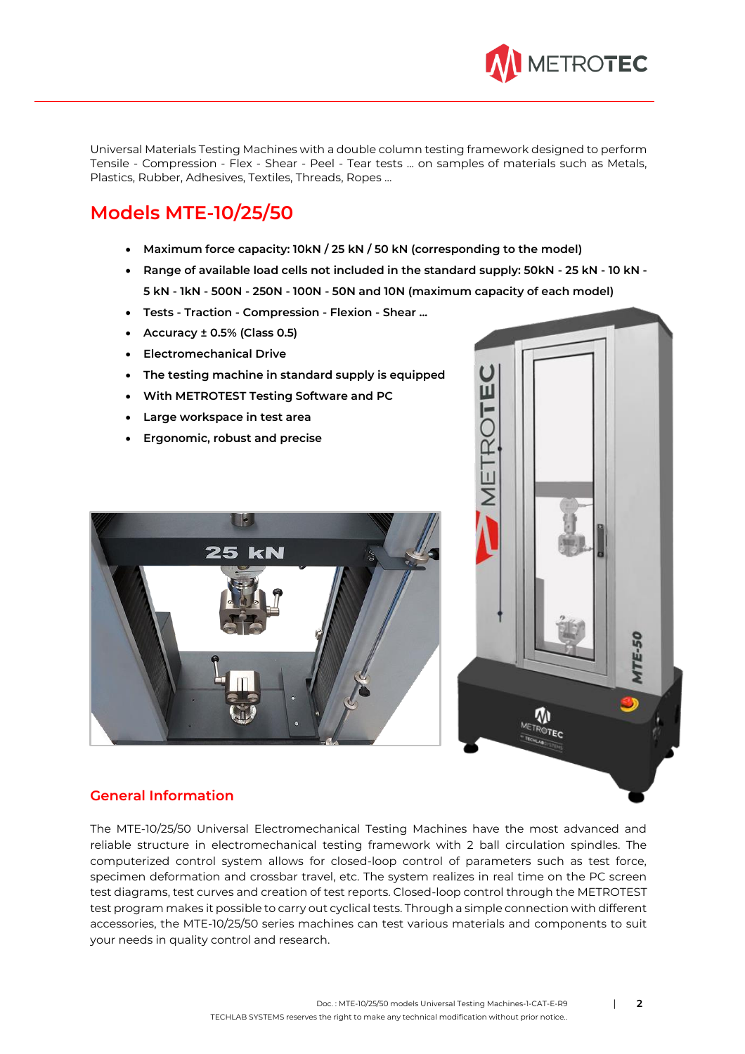Universal Materials Testing Machines with a double column testing framework designed to perform Tensile - Compression - Flex - Shear - Peel - Tear tests … on samples of materials such as Metals, Plastics, Rubber, Adhesives, Textiles, Threads, Ropes …

## Models MTE-10/25/50

- **Maximum force capacity: 10kN / 25 kN / 50 kN (corresponding to the model)**
- **Range of available load cells not included in the standard supply: 50kN - 25 kN - 10 kN - 5 kN - 1kN - 500N - 250N - 100N - 50N and 10N (maximum capacity of each model)**
- **Tests - Traction - Compression - Flexion - Shear …**
- **Accuracy ± 0.5% (Class 0.5)**
- **Electromechanical Drive**
- **The testing machine in standard supply is equipped**
- **With METROTEST Testing Software and PC**
- **Large workspace in test area**
- **Ergonomic, robust and precise**

### General Information

The MTE-10/25/50 Universal Electromechanical Testing Machines have the most advanced and reliable structure in electromechanical testing framework with 2 ball circulation spindles. The computerized control system allows for closed-loop control of parameters such as test force, specimen deformation and crossbar travel, etc. The system realizes in real time on the PC screen test diagrams, test curves and creation of test reports. Closed-loop control through the METROTEST test program makes it possible to carry out cyclical tests. Through a simple connection with different accessories, the MTE-10/25/50 series machines can test various materials and components to suit your needs in quality control and research.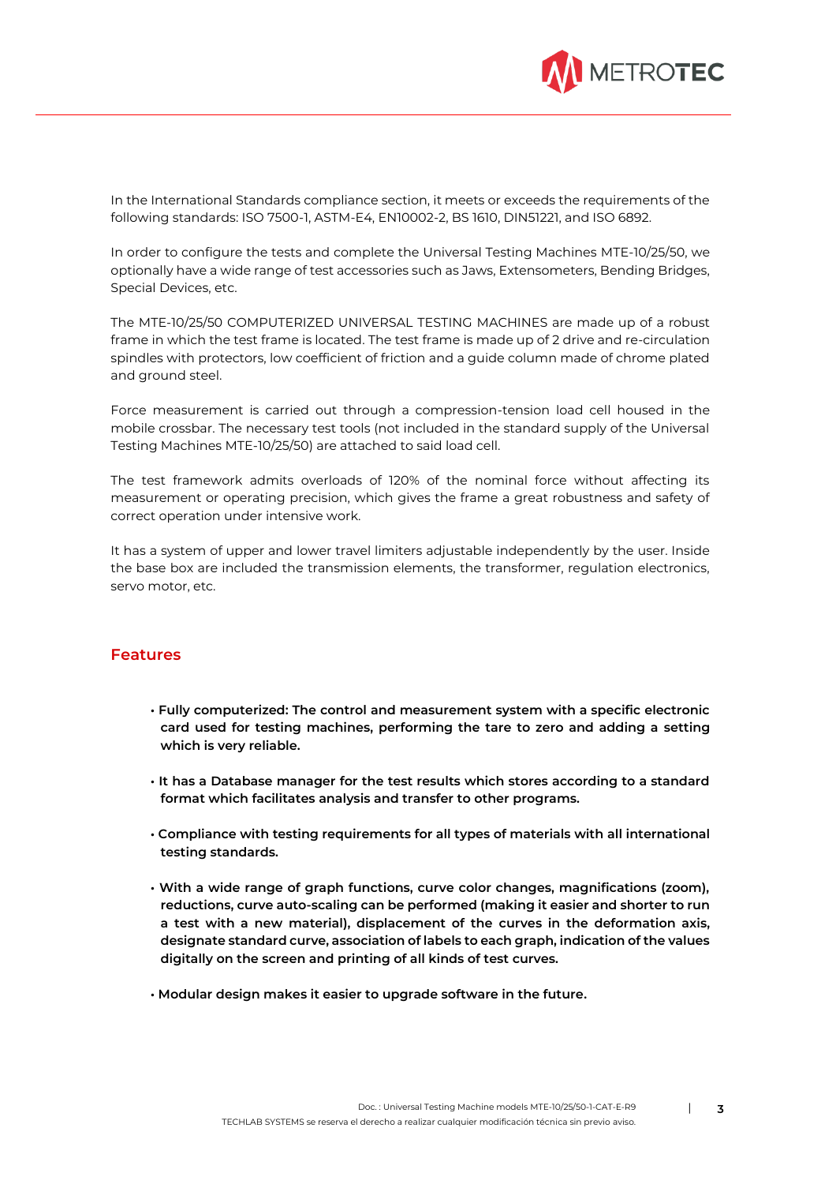In the International Standards compliance section, it meets or exceeds the requirements of the following standards: ISO 7500-1, ASTM-E4, EN10002-2, BS 1610, DIN51221, and ISO 6892.

In order to configure the tests and complete the Universal Testing Machines MTE-10/25/50, we optionally have a wide range of test accessories such as Jaws, Extensometers, Bending Bridges, Special Devices, etc.

The MTE-10/25/50 COMPUTERIZED UNIVERSAL TESTING MACHINES are made up of a robust frame in which the test frame is located. The test frame is made up of 2 drive and re-circulation spindles with protectors, low coefficient of friction and a guide column made of chrome plated and ground steel.

Force measurement is carried out through a compression-tension load cell housed in the mobile crossbar. The necessary test tools (not included in the standard supply of the Universal Testing Machines MTE-10/25/50) are attached to said load cell.

The test framework admits overloads of 120% of the nominal force without affecting its measurement or operating precision, which gives the frame a great robustness and safety of correct operation under intensive work.

It has a system of upper and lower travel limiters adjustable independently by the user. Inside the base box are included the transmission elements, the transformer, regulation electronics, servo motor, etc.

## Features

- **Fully computerized: The control and measurement system with a specific electronic card used for testing machines, performing the tare to zero and adding a setting which is very reliable.**
- **It has a Database manager for the test results which stores according to a standard format which facilitates analysis and transfer to other programs.**
- **Compliance with testing requirements for all types of materials with all international testing standards.**
- **With a wide range of graph functions, curve color changes, magnifications (zoom), reductions, curve auto-scaling can be performed (making it easier and shorter to run a test with a new material), displacement of the curves in the deformation axis, designate standard curve, association of labels to each graph, indication of the values digitally on the screen and printing of all kinds of test curves.**
- **Modular design makes it easier to upgrade software in the future.**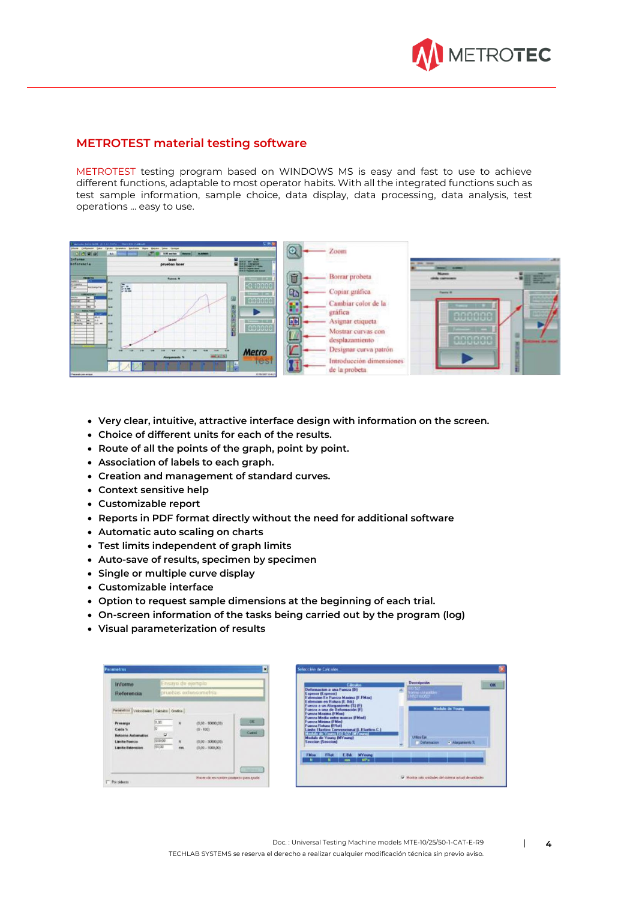## METROTEST material testing software

METROTEST testing program based on WINDOWS MS is easy and fast to use to achieve different functions, adaptable to most operator habits. With all the integrated functions such as test sample information, sample choice, data display, data processing, data analysis, test operations ... easy to use.

- Very clear, intuitive, attractive interface design with information on the screen.
- Choice of different units for each of the results.
- Route of all the points of the graph, point by point.
- Association of labels to each graph.
- Creation and management of standard curves.
- Context sensitive help
- Customizable report
- Reports in PDF format directly without the need for additional software
- Automatic auto scaling on charts
- Test limits independent of graph limits
- Auto-save of results, specimen by specimen
- Single or multiple curve display
- Customizable interface
- Option to request sample dimensions at the beginning of each trial.
- On-screen information of the tasks being carried out by the program (log)
- Visual parameterization of results

Doc.: Universal Testing Machine models MTE-10/25/50-1-CAT-E-R9

TECHLAB SYSTEMS se reserva el derecho a realizar cualquier modificación técnica sin previo aviso.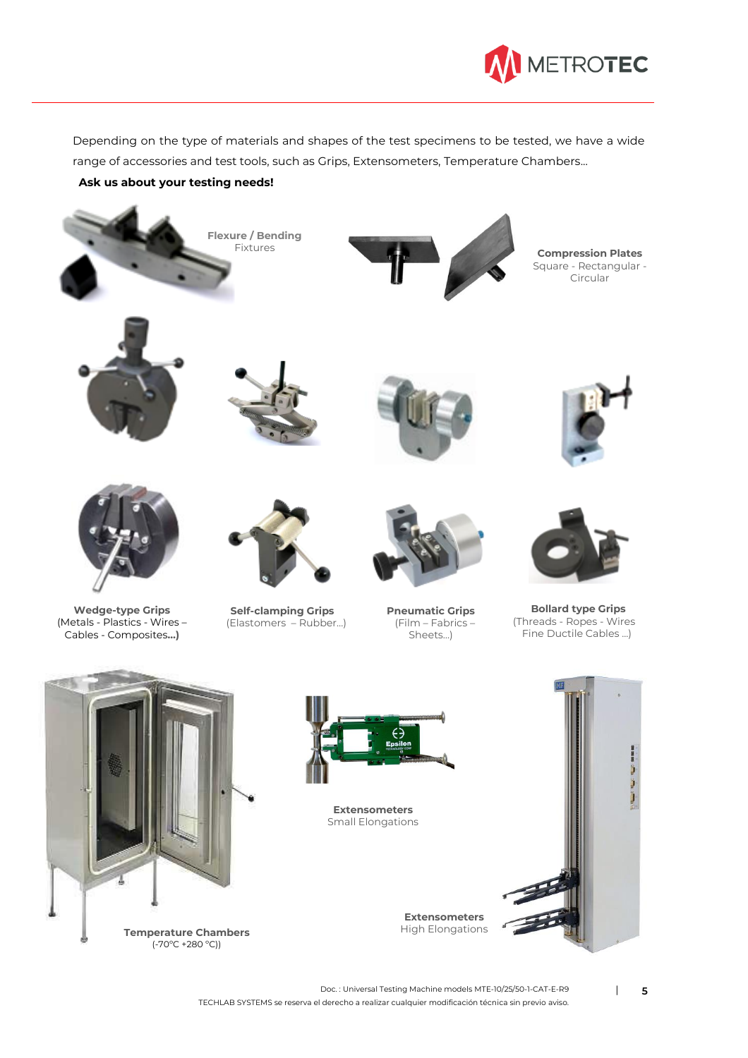Depending on the type of materials and shapes of the test specimens to be tested, we have a wide range of accessories and test tools, such as Grips, Extensometers, Temperature Chambers…

**Ask us about your testing needs!**

**Flexure / Bending**
Fixtures

**Compression Plates**
Square - Rectangular - Circular

**Wedge-type Grips**
(Metals - Plastics - Wires – Cables - Composites...)

**Self-clamping Grips**
(Elastomers – Rubber…)

**Pneumatic Grips**
(Film – Fabrics – Sheets…)

**Bollard type Grips**
(Threads - Ropes - Wires Fine Ductile Cables …)

**Extensometers**
Small Elongations

**Temperature Chambers**
(-70°C +280 °C))

**Extensometers**
High Elongations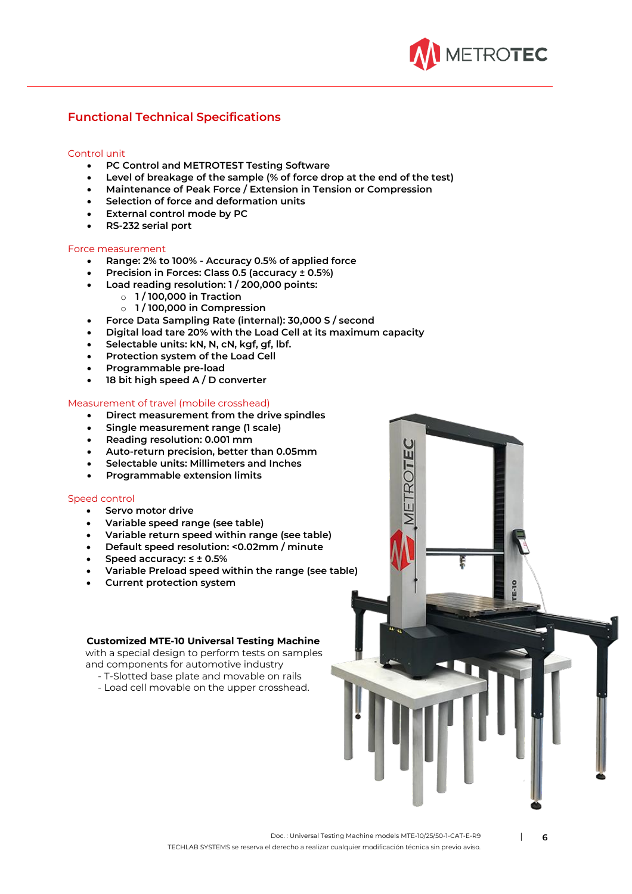## Functional Technical Specifications

### Control unit

- PC Control and METROTEST Testing Software
- Level of breakage of the sample (% of force drop at the end of the test)
- Maintenance of Peak Force / Extension in Tension or Compression
- Selection of force and deformation units
- External control mode by PC
- RS-232 serial port

### Force measurement

- Range: 2% to 100% - Accuracy 0.5% of applied force
- Precision in Forces: Class 0.5 (accuracy ± 0.5%)
- Load reading resolution: 1 / 200,000 points:
  - 1 / 100,000 in Traction
  - 1 / 100,000 in Compression
- Force Data Sampling Rate (internal): 30,000 S / second
- Digital load tare 20% with the Load Cell at its maximum capacity
- Selectable units: kN, N, cN, kgf, gf, lbf.
- Protection system of the Load Cell
- Programmable pre-load
- 18 bit high speed A / D converter

### Measurement of travel (mobile crosshead)

- Direct measurement from the drive spindles
- Single measurement range (1 scale)
- Reading resolution: 0.001 mm
- Auto-return precision, better than 0.05mm
- Selectable units: Millimeters and Inches
- Programmable extension limits

### Speed control

- Servo motor drive
- Variable speed range (see table)
- Variable return speed within range (see table)
- Default speed resolution: <0.02mm / minute
- Speed accuracy: ≤ ± 0.5%
- Variable Preload speed within the range (see table)
- Current protection system

**Customized MTE-10 Universal Testing Machine**
with a special design to perform tests on samples and components for automotive industry
- T-Slotted base plate and movable on rails
- Load cell movable on the upper crosshead.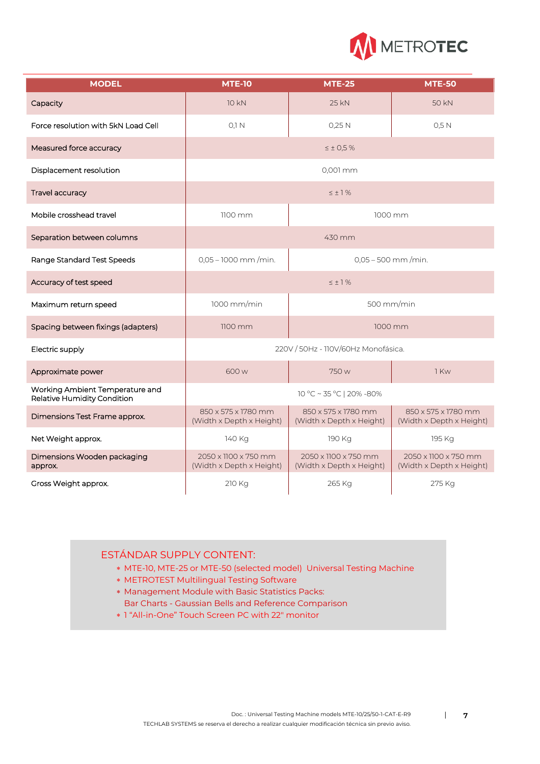| MODEL | MTE-10 | MTE-25 | MTE-50 |
|---|---|---|---|
| Capacity | 10 kN | 25 kN | 50 kN |
| Force resolution with 5kN Load Cell | 0,1 N | 0,25 N | 0,5 N |
| Measured force accuracy | ≤ ± 0,5 % | | |
| Displacement resolution | 0,001 mm | | |
| Travel accuracy | ≤ ± 1 % | | |
| Mobile crosshead travel | 1100 mm | 1000 mm | |
| Separation between columns | 430 mm | | |
| Range Standard Test Speeds | 0,05 – 1000 mm /min. | 0,05 – 500 mm /min. | |
| Accuracy of test speed | ≤ ± 1 % | | |
| Maximum return speed | 1000 mm/min | 500 mm/min | |
| Spacing between fixings (adapters) | 1100 mm | 1000 mm | |
| Electric supply | 220V / 50Hz - 110V/60Hz Monofásica. | | |
| Approximate power | 600 w | 750 w | 1 Kw |
| Working Ambient Temperature and Relative Humidity Condition | 10 °C ~ 35 °C \| 20% -80% | | |
| Dimensions Test Frame approx. | 850 x 575 x 1780 mm (Width x Depth x Height) | 850 x 575 x 1780 mm (Width x Depth x Height) | 850 x 575 x 1780 mm (Width x Depth x Height) |
| Net Weight approx. | 140 Kg | 190 Kg | 195 Kg |
| Dimensions Wooden packaging approx. | 2050 x 1100 x 750 mm (Width x Depth x Height) | 2050 x 1100 x 750 mm (Width x Depth x Height) | 2050 x 1100 x 750 mm (Width x Depth x Height) |
| Gross Weight approx. | 210 Kg | 265 Kg | 275 Kg |

## ESTÁNDAR SUPPLY CONTENT:

- MTE-10, MTE-25 or MTE-50 (selected model) Universal Testing Machine
- METROTEST Multilingual Testing Software
- Management Module with Basic Statistics Packs:
  Bar Charts - Gaussian Bells and Reference Comparison
- 1 “All-in-One” Touch Screen PC with 22" monitor

Doc. : Universal Testing Machine models MTE-10/25/50-1-CAT-E-R9

TECHLAB SYSTEMS se reserva el derecho a realizar cualquier modificación técnica sin previo aviso.